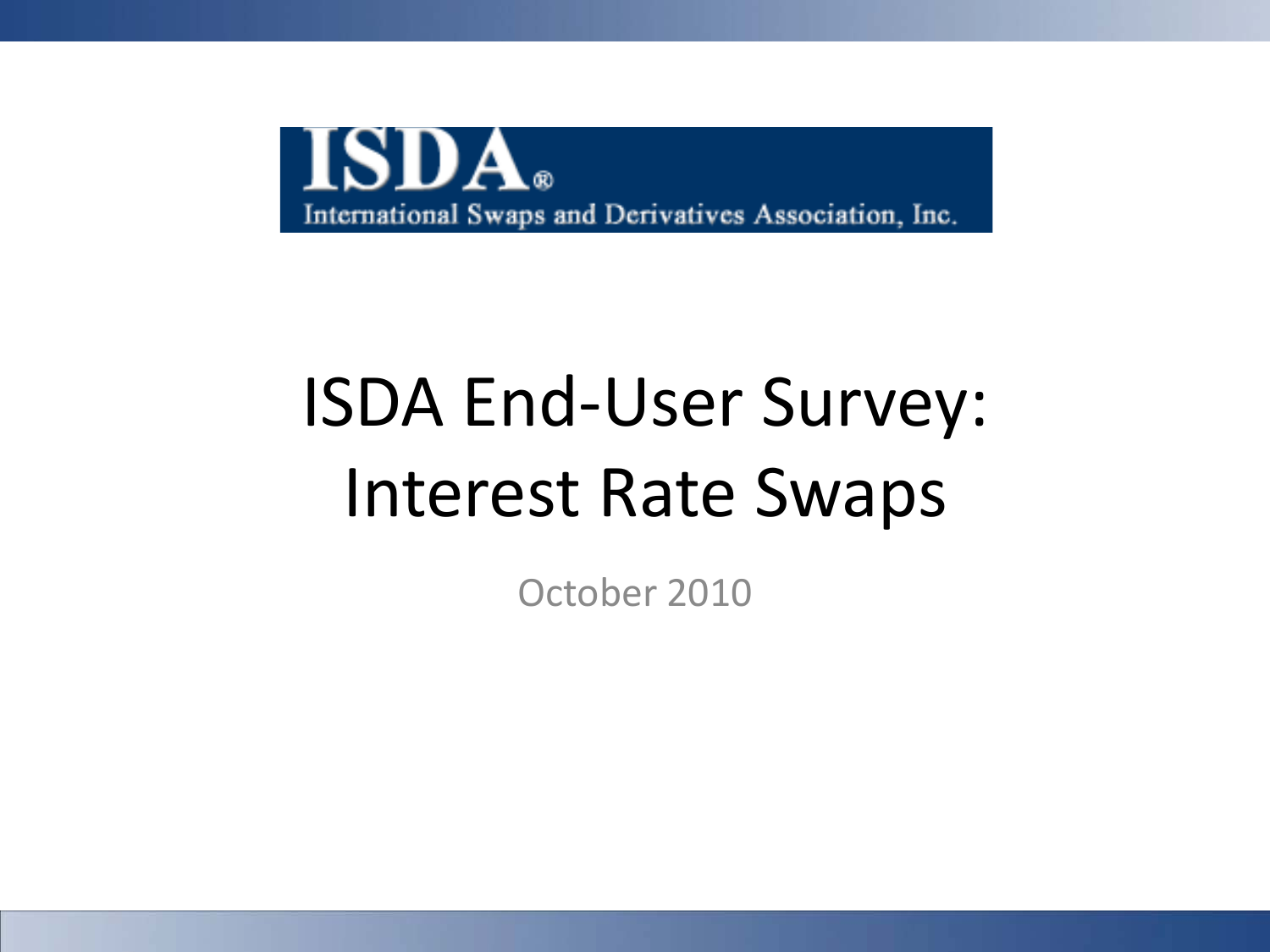ISDA®

International Swaps and Derivatives Association, Inc.

# ISDA End-User Survey: Interest Rate Swaps

October 2010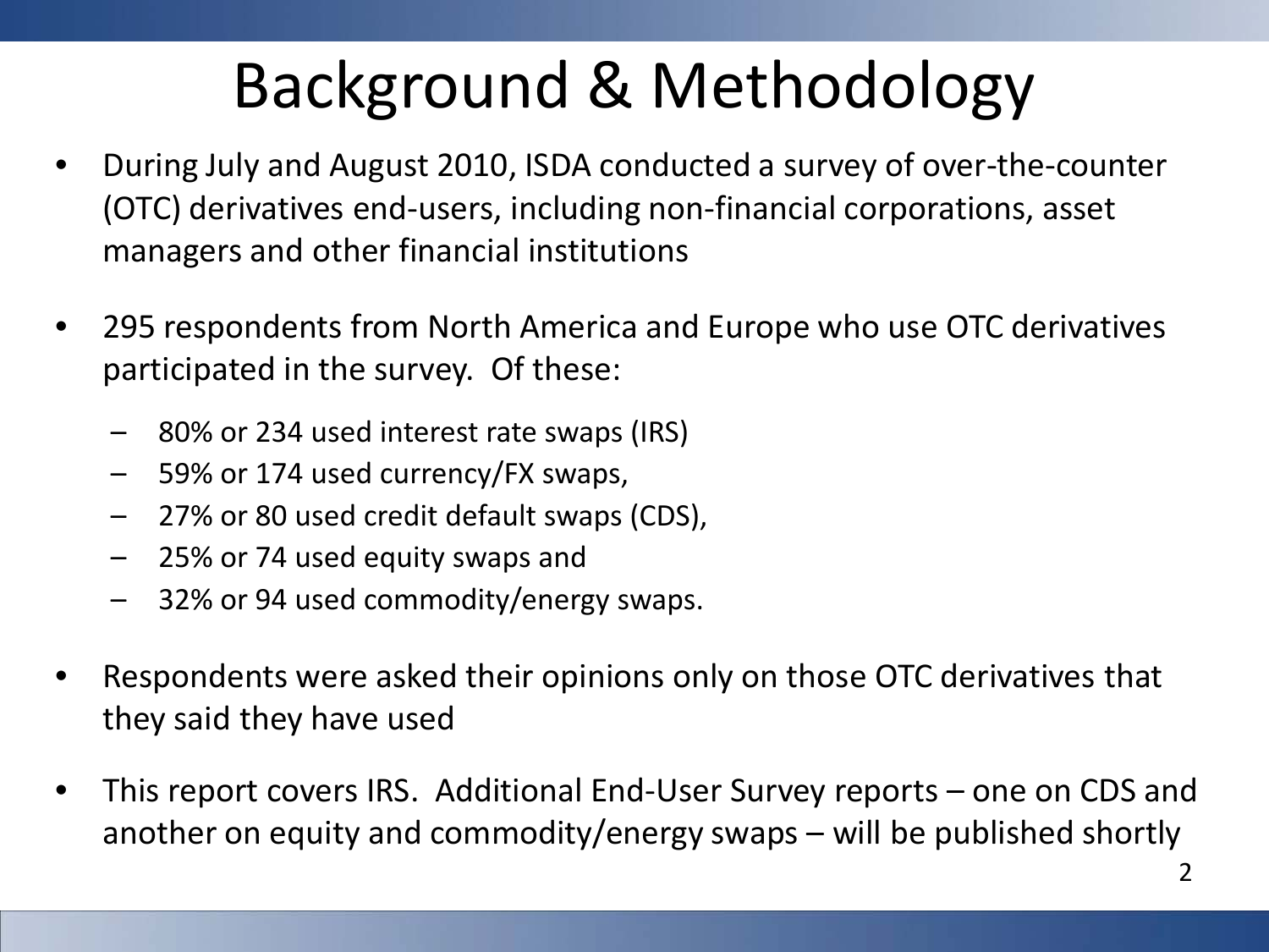# Background & Methodology

- During July and August 2010, ISDA conducted a survey of over-the-counter (OTC) derivatives end-users, including non-financial corporations, asset managers and other financial institutions
- 295 respondents from North America and Europe who use OTC derivatives participated in the survey. Of these:
  - 80% or 234 used interest rate swaps (IRS)
  - 59% or 174 used currency/FX swaps,
  - 27% or 80 used credit default swaps (CDS),
  - 25% or 74 used equity swaps and
  - 32% or 94 used commodity/energy swaps.
- Respondents were asked their opinions only on those OTC derivatives that they said they have used
- This report covers IRS. Additional End-User Survey reports – one on CDS and another on equity and commodity/energy swaps – will be published shortly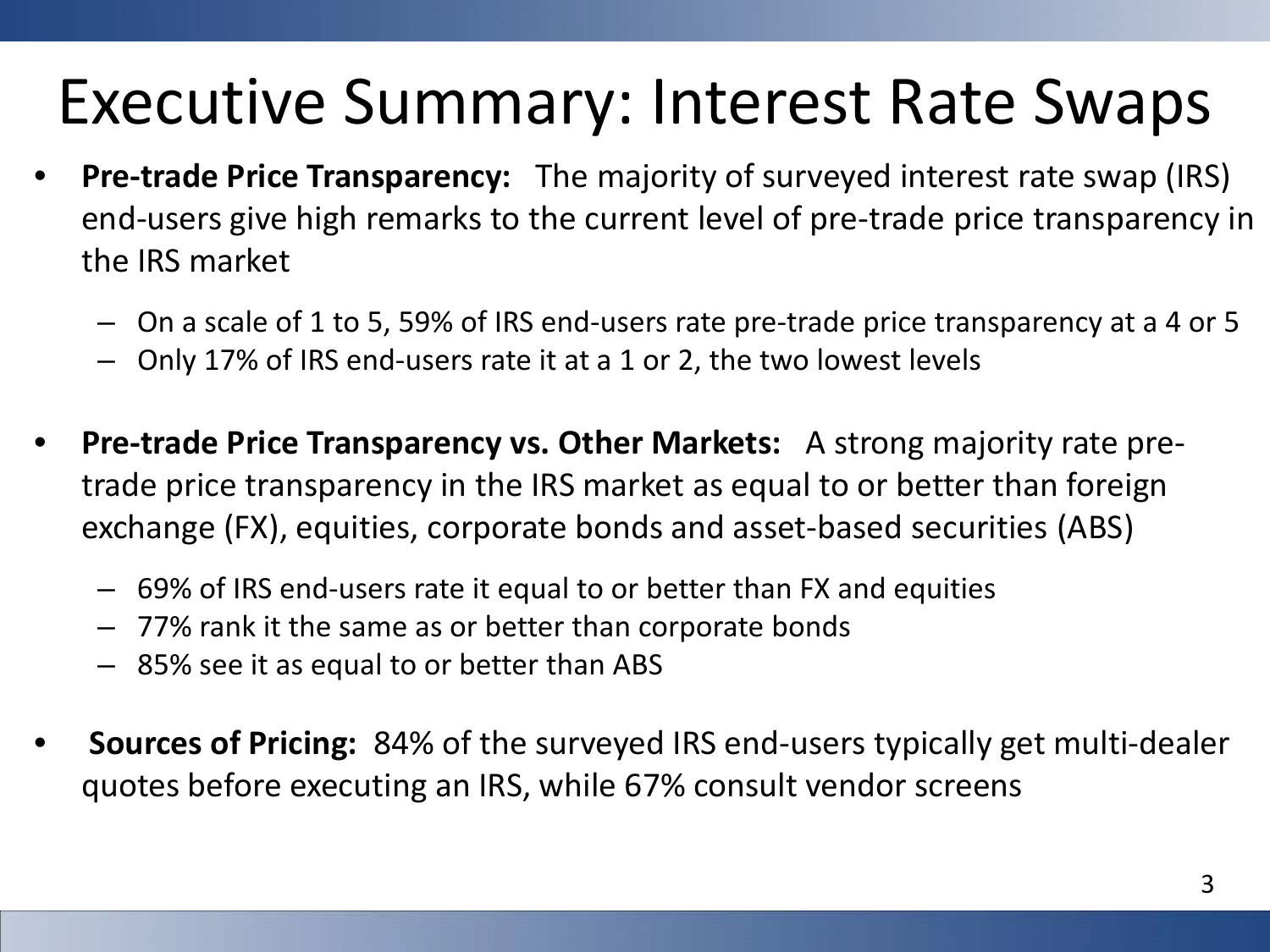# Executive Summary: Interest Rate Swaps

- **Pre-trade Price Transparency:** The majority of surveyed interest rate swap (IRS) end-users give high remarks to the current level of pre-trade price transparency in the IRS market
  - On a scale of 1 to 5, 59% of IRS end-users rate pre-trade price transparency at a 4 or 5
  - Only 17% of IRS end-users rate it at a 1 or 2, the two lowest levels

- **Pre-trade Price Transparency vs. Other Markets:** A strong majority rate pre-trade price transparency in the IRS market as equal to or better than foreign exchange (FX), equities, corporate bonds and asset-based securities (ABS)
  - 69% of IRS end-users rate it equal to or better than FX and equities
  - 77% rank it the same as or better than corporate bonds
  - 85% see it as equal to or better than ABS

- **Sources of Pricing:** 84% of the surveyed IRS end-users typically get multi-dealer quotes before executing an IRS, while 67% consult vendor screens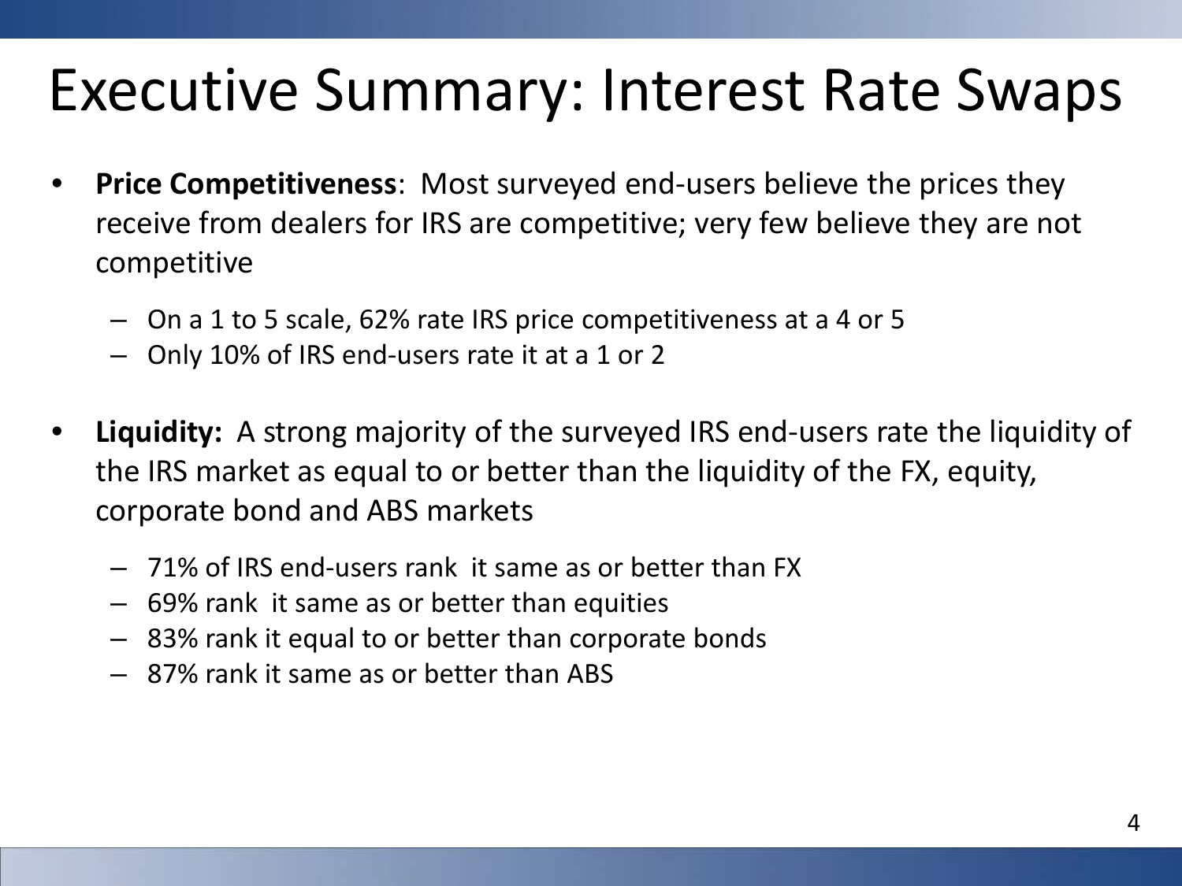# Executive Summary: Interest Rate Swaps

- **Price Competitiveness**: Most surveyed end-users believe the prices they receive from dealers for IRS are competitive; very few believe they are not competitive
  - On a 1 to 5 scale, 62% rate IRS price competitiveness at a 4 or 5
  - Only 10% of IRS end-users rate it at a 1 or 2

- **Liquidity:** A strong majority of the surveyed IRS end-users rate the liquidity of the IRS market as equal to or better than the liquidity of the FX, equity, corporate bond and ABS markets
  - 71% of IRS end-users rank it same as or better than FX
  - 69% rank it same as or better than equities
  - 83% rank it equal to or better than corporate bonds
  - 87% rank it same as or better than ABS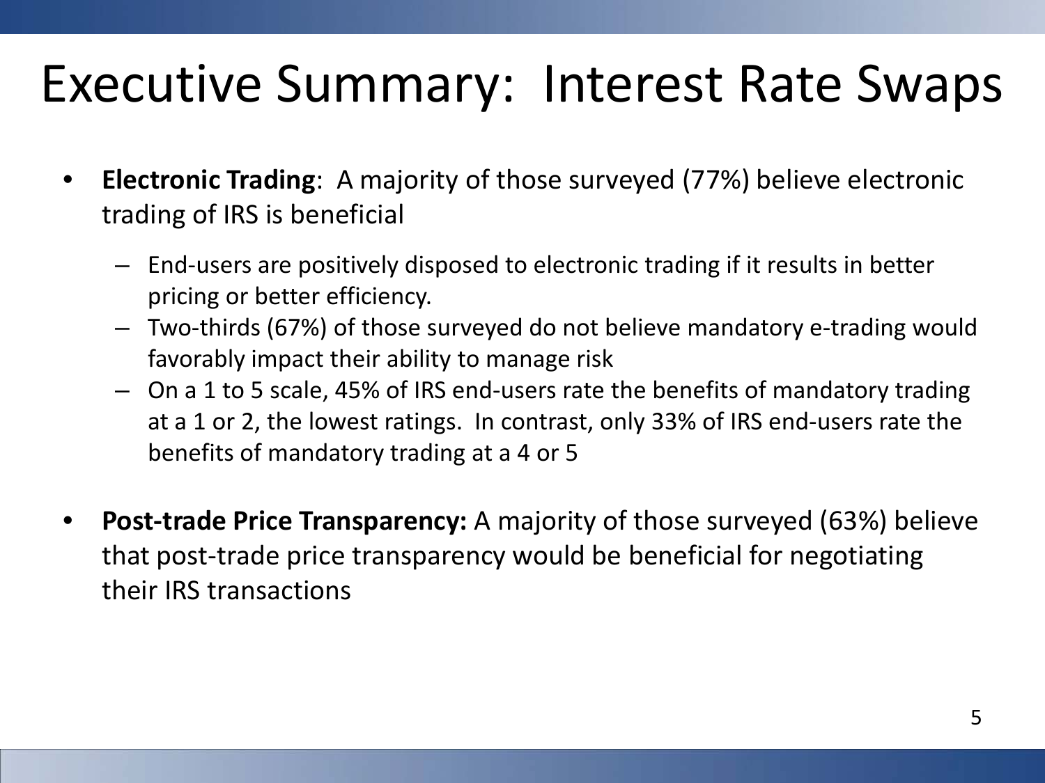# Executive Summary: Interest Rate Swaps

- **Electronic Trading**: A majority of those surveyed (77%) believe electronic trading of IRS is beneficial
  - End-users are positively disposed to electronic trading if it results in better pricing or better efficiency.
  - Two-thirds (67%) of those surveyed do not believe mandatory e-trading would favorably impact their ability to manage risk
  - On a 1 to 5 scale, 45% of IRS end-users rate the benefits of mandatory trading at a 1 or 2, the lowest ratings. In contrast, only 33% of IRS end-users rate the benefits of mandatory trading at a 4 or 5
- **Post-trade Price Transparency:** A majority of those surveyed (63%) believe that post-trade price transparency would be beneficial for negotiating their IRS transactions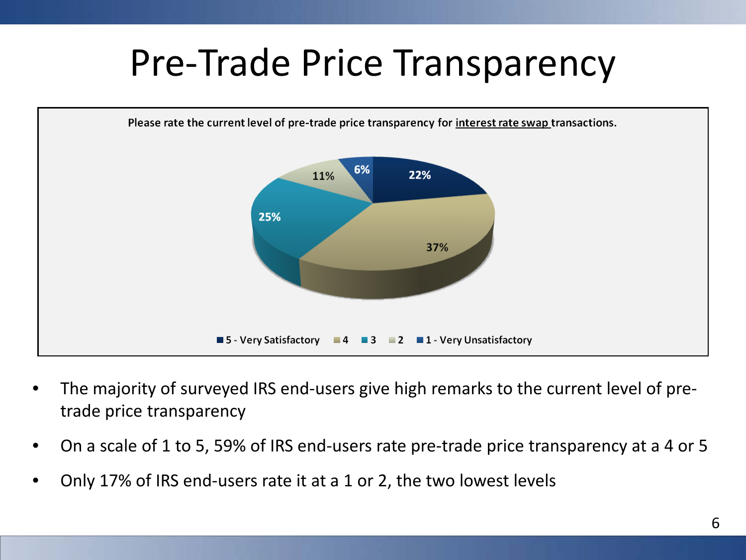# Pre-Trade Price Transparency

Please rate the current level of pre-trade price transparency for interest rate swap transactions.

| Rating | Percentage |
| --- | --- |
| 5 - Very Satisfactory | 22% |
| 4 | 37% |
| 3 | 25% |
| 2 | 11% |
| 1 - Very Unsatisfactory | 6% |

- The majority of surveyed IRS end-users give high remarks to the current level of pre-trade price transparency
- On a scale of 1 to 5, 59% of IRS end-users rate pre-trade price transparency at a 4 or 5
- Only 17% of IRS end-users rate it at a 1 or 2, the two lowest levels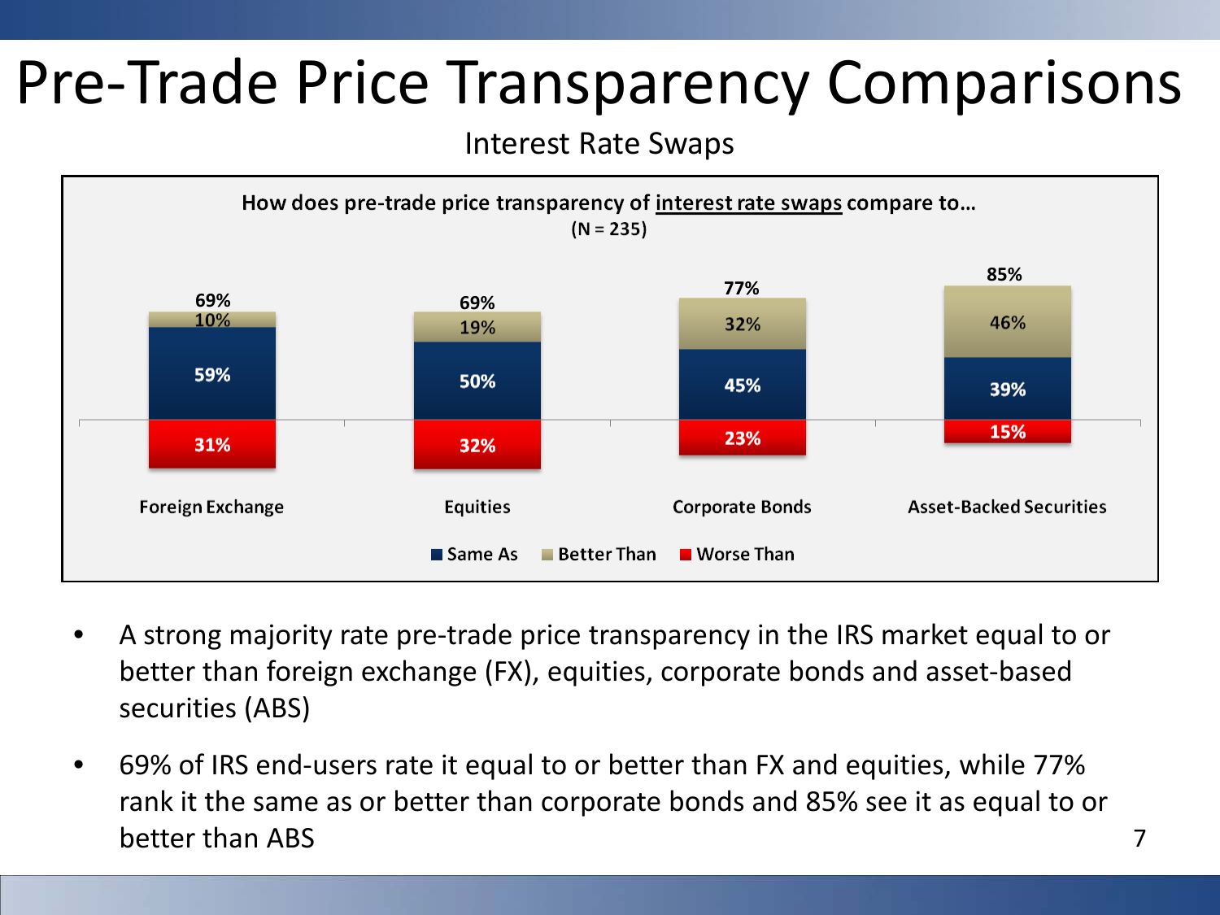# Pre-Trade Price Transparency Comparisons

Interest Rate Swaps

**How does pre-trade price transparency of interest rate swaps compare to…**
**(N = 235)**

| | Foreign Exchange | Equities | Corporate Bonds | Asset-Backed Securities |
|---|---|---|---|---|
| Same As + Better Than | 69% | 69% | 77% | 85% |
| Better Than | 10% | 19% | 32% | 46% |
| Same As | 59% | 50% | 45% | 39% |
| Worse Than | 31% | 32% | 23% | 15% |

- A strong majority rate pre-trade price transparency in the IRS market equal to or better than foreign exchange (FX), equities, corporate bonds and asset-based securities (ABS)
- 69% of IRS end-users rate it equal to or better than FX and equities, while 77% rank it the same as or better than corporate bonds and 85% see it as equal to or better than ABS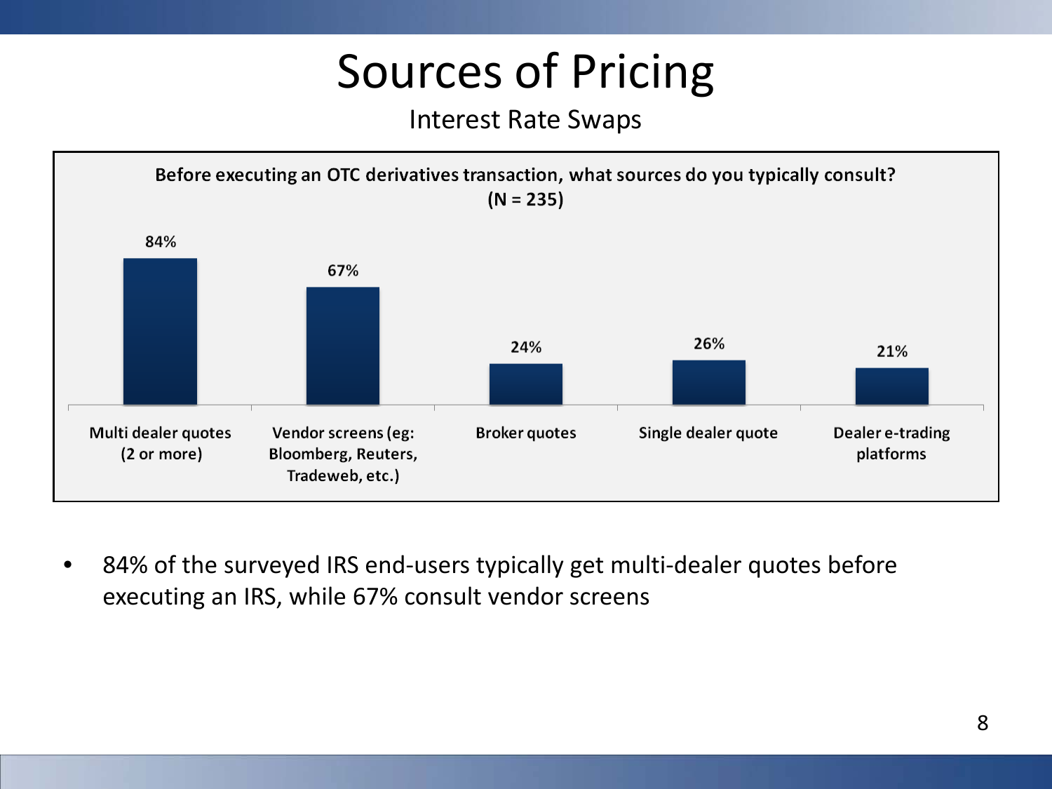# Sources of Pricing

## Interest Rate Swaps

**Before executing an OTC derivatives transaction, what sources do you typically consult? (N = 235)**

| Source | Percentage |
| --- | --- |
| Multi dealer quotes (2 or more) | 84% |
| Vendor screens (eg: Bloomberg, Reuters, Tradeweb, etc.) | 67% |
| Broker quotes | 24% |
| Single dealer quote | 26% |
| Dealer e-trading platforms | 21% |

- 84% of the surveyed IRS end-users typically get multi-dealer quotes before executing an IRS, while 67% consult vendor screens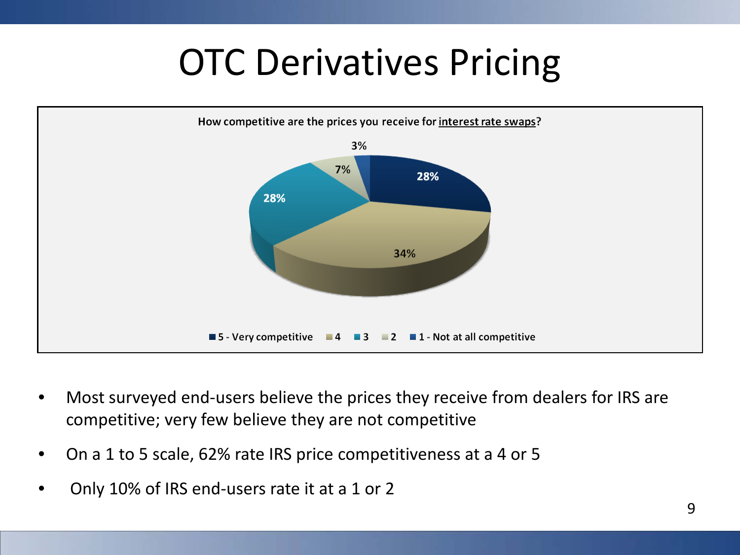# OTC Derivatives Pricing

How competitive are the prices you receive for interest rate swaps?

| Rating | Percentage |
|---|---|
| 5 - Very competitive | 28% |
| 4 | 34% |
| 3 | 28% |
| 2 | 7% |
| 1 - Not at all competitive | 3% |

- Most surveyed end-users believe the prices they receive from dealers for IRS are competitive; very few believe they are not competitive
- On a 1 to 5 scale, 62% rate IRS price competitiveness at a 4 or 5
- Only 10% of IRS end-users rate it at a 1 or 2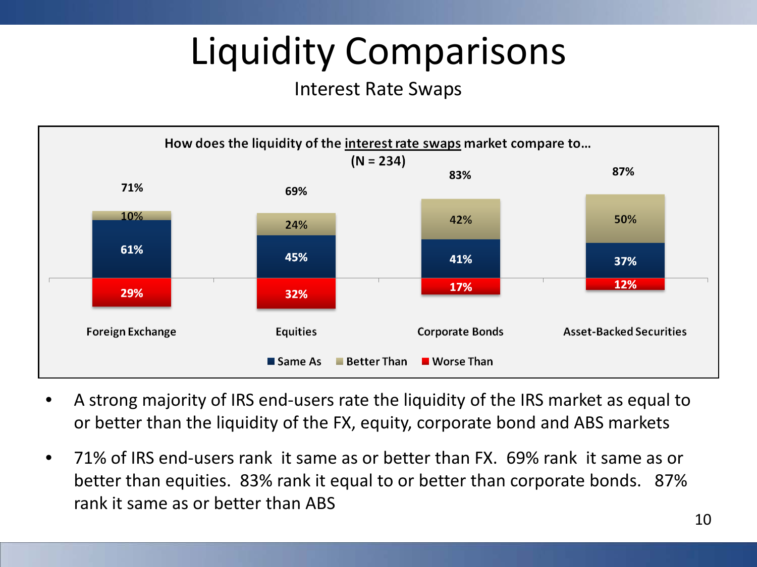# Liquidity Comparisons

Interest Rate Swaps

How does the liquidity of the interest rate swaps market compare to…
(N = 234)

| | Foreign Exchange | Equities | Corporate Bonds | Asset-Backed Securities |
|---|---|---|---|---|
| Same As or Better Than (total) | 71% | 69% | 83% | 87% |
| Better Than | 10% | 24% | 42% | 50% |
| Same As | 61% | 45% | 41% | 37% |
| Worse Than | 29% | 32% | 17% | 12% |

- A strong majority of IRS end-users rate the liquidity of the IRS market as equal to or better than the liquidity of the FX, equity, corporate bond and ABS markets
- 71% of IRS end-users rank it same as or better than FX. 69% rank it same as or better than equities. 83% rank it equal to or better than corporate bonds. 87% rank it same as or better than ABS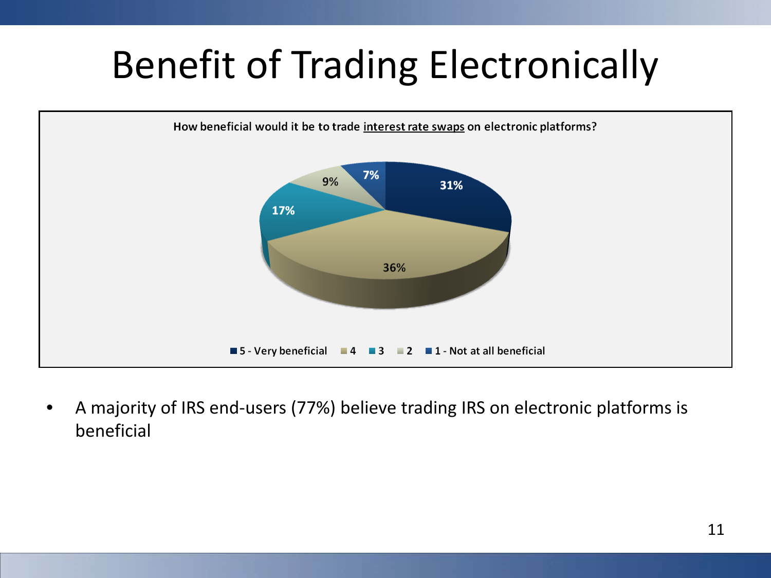# Benefit of Trading Electronically

How beneficial would it be to trade interest rate swaps on electronic platforms?

| Response | Percentage |
|---|---|
| 5 - Very beneficial | 31% |
| 4 | 36% |
| 3 | 17% |
| 2 | 9% |
| 1 - Not at all beneficial | 7% |

- A majority of IRS end-users (77%) believe trading IRS on electronic platforms is beneficial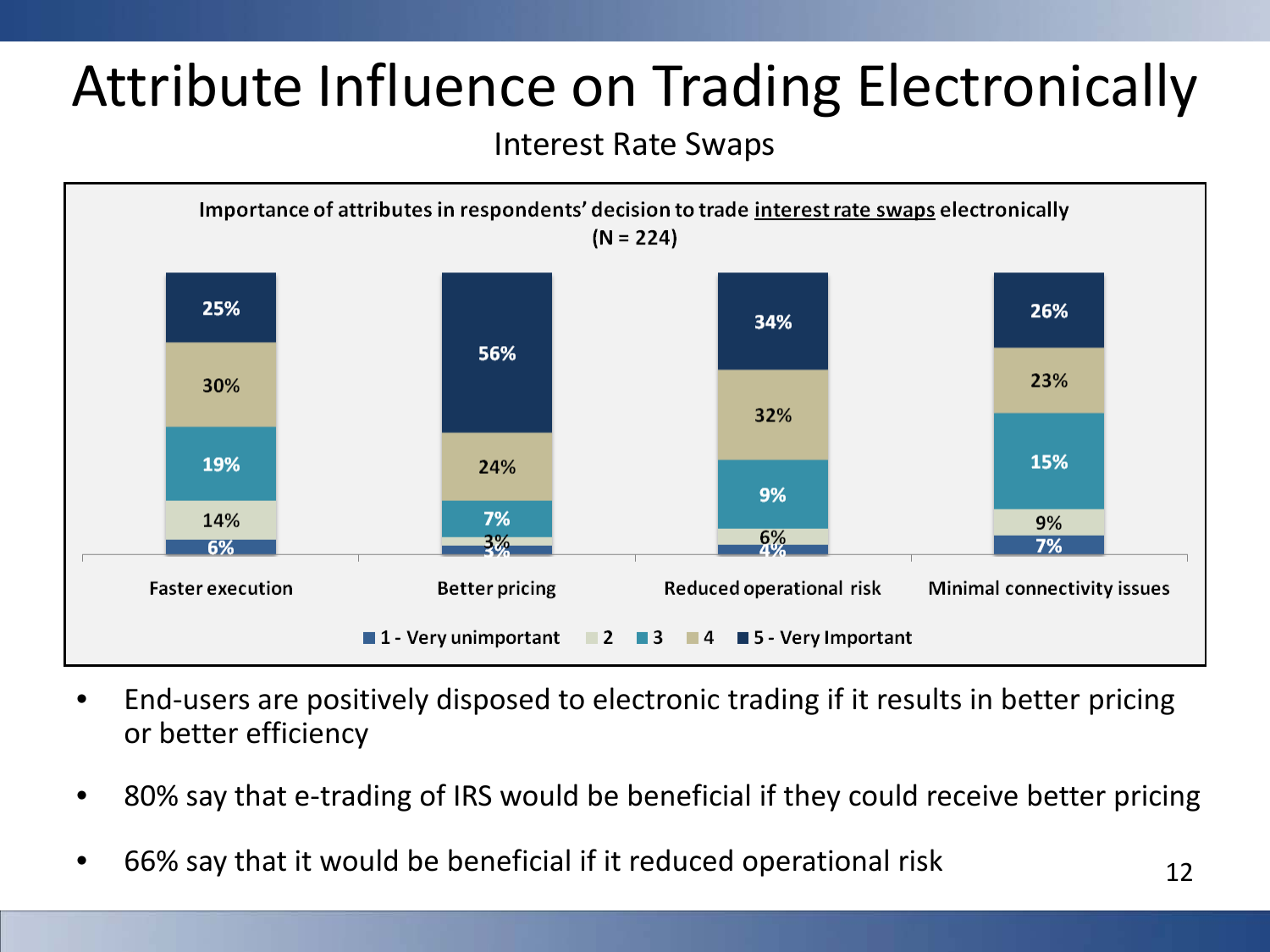# Attribute Influence on Trading Electronically

Interest Rate Swaps

**Importance of attributes in respondents' decision to trade interest rate swaps electronically (N = 224)**

| Attribute | 1 - Very unimportant | 2 | 3 | 4 | 5 - Very Important |
|---|---|---|---|---|---|
| Faster execution | 6% | 14% | 19% | 30% | 25% |
| Better pricing | 3% | 3% | 7% | 24% | 56% |
| Reduced operational risk | 4% | 6% | 9% | 32% | 34% |
| Minimal connectivity issues | 7% | 9% | 15% | 23% | 26% |

- End-users are positively disposed to electronic trading if it results in better pricing or better efficiency
- 80% say that e-trading of IRS would be beneficial if they could receive better pricing
- 66% say that it would be beneficial if it reduced operational risk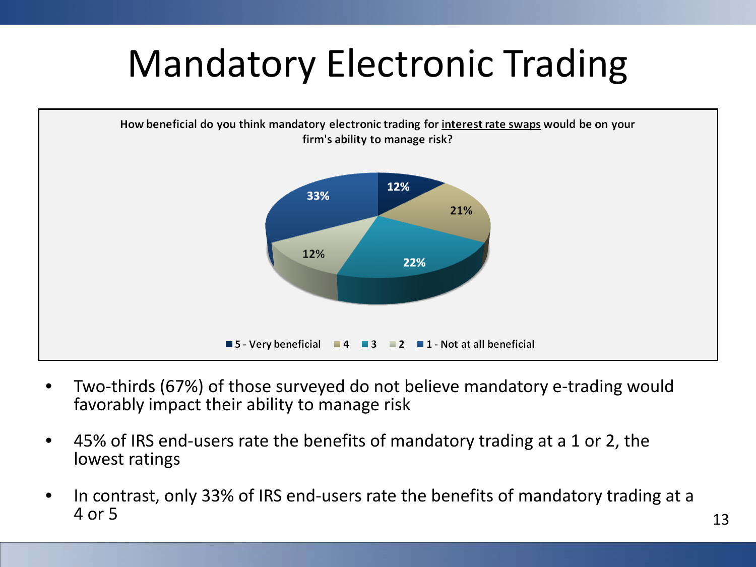# Mandatory Electronic Trading

How beneficial do you think mandatory electronic trading for interest rate swaps would be on your firm's ability to manage risk?

| Rating | Percentage |
|---|---|
| 5 - Very beneficial | 12% |
| 4 | 21% |
| 3 | 22% |
| 2 | 12% |
| 1 - Not at all beneficial | 33% |

- Two-thirds (67%) of those surveyed do not believe mandatory e-trading would favorably impact their ability to manage risk
- 45% of IRS end-users rate the benefits of mandatory trading at a 1 or 2, the lowest ratings
- In contrast, only 33% of IRS end-users rate the benefits of mandatory trading at a 4 or 5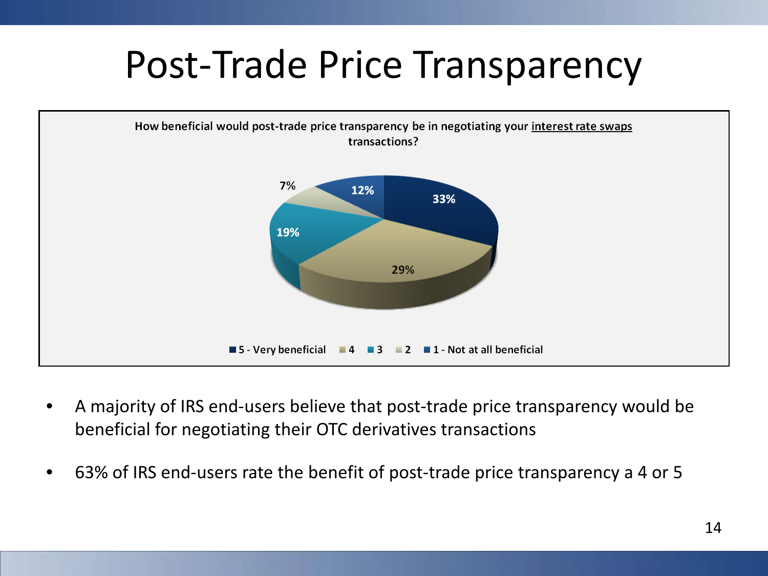# Post-Trade Price Transparency

How beneficial would post-trade price transparency be in negotiating your interest rate swaps transactions?

33%
29%
19%
7%
12%

5 - Very beneficial
4
3
2
1 - Not at all beneficial

- A majority of IRS end-users believe that post-trade price transparency would be beneficial for negotiating their OTC derivatives transactions
- 63% of IRS end-users rate the benefit of post-trade price transparency a 4 or 5